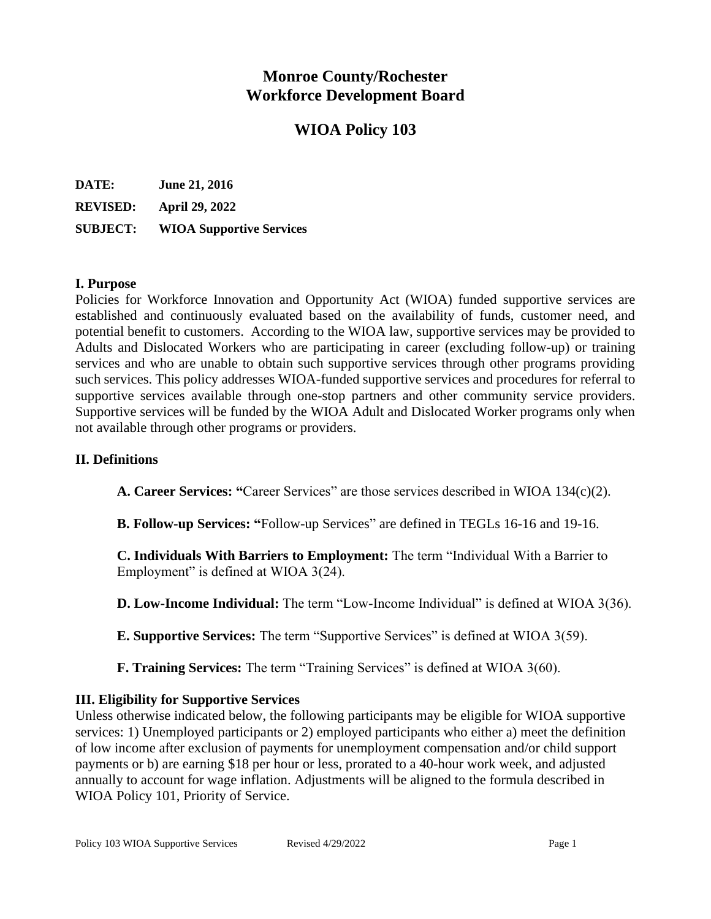# Monroe County/Rochester Workforce Development Board

## WIOA Policy 103

**DATE:** **June 21, 2016**

**REVISED:** **April 29, 2022**

**SUBJECT:** **WIOA Supportive Services**

### I. Purpose

Policies for Workforce Innovation and Opportunity Act (WIOA) funded supportive services are established and continuously evaluated based on the availability of funds, customer need, and potential benefit to customers. According to the WIOA law, supportive services may be provided to Adults and Dislocated Workers who are participating in career (excluding follow-up) or training services and who are unable to obtain such supportive services through other programs providing such services. This policy addresses WIOA-funded supportive services and procedures for referral to supportive services available through one-stop partners and other community service providers. Supportive services will be funded by the WIOA Adult and Dislocated Worker programs only when not available through other programs or providers.

### II. Definitions

**A. Career Services: "**Career Services" are those services described in WIOA 134(c)(2).

**B. Follow-up Services: "**Follow-up Services" are defined in TEGLs 16-16 and 19-16.

**C. Individuals With Barriers to Employment:** The term "Individual With a Barrier to Employment" is defined at WIOA 3(24).

**D. Low-Income Individual:** The term "Low-Income Individual" is defined at WIOA 3(36).

**E. Supportive Services:** The term "Supportive Services" is defined at WIOA 3(59).

**F. Training Services:** The term "Training Services" is defined at WIOA 3(60).

### III. Eligibility for Supportive Services

Unless otherwise indicated below, the following participants may be eligible for WIOA supportive services: 1) Unemployed participants or 2) employed participants who either a) meet the definition of low income after exclusion of payments for unemployment compensation and/or child support payments or b) are earning $18 per hour or less, prorated to a 40-hour work week, and adjusted annually to account for wage inflation. Adjustments will be aligned to the formula described in WIOA Policy 101, Priority of Service.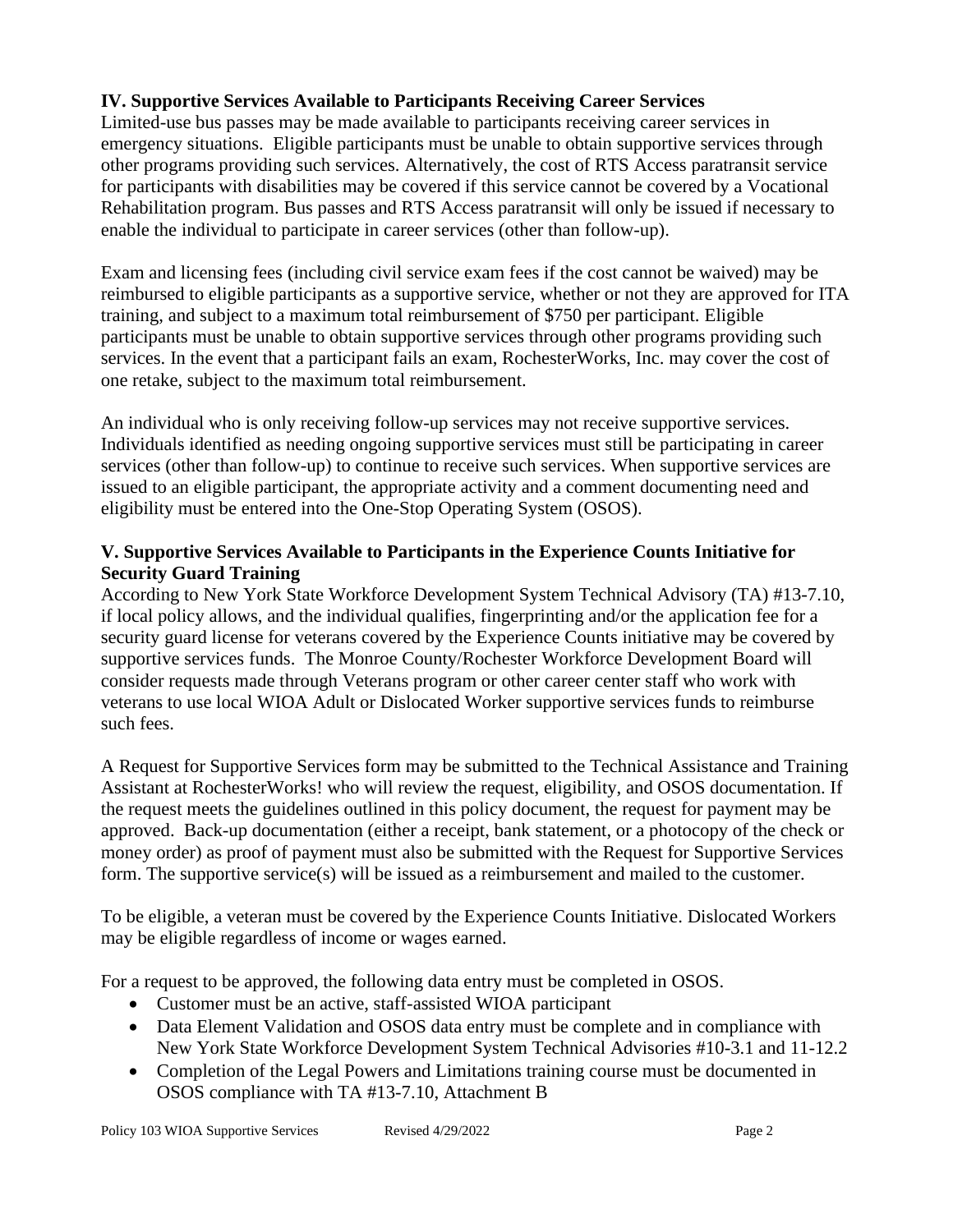### IV. Supportive Services Available to Participants Receiving Career Services

Limited-use bus passes may be made available to participants receiving career services in emergency situations. Eligible participants must be unable to obtain supportive services through other programs providing such services. Alternatively, the cost of RTS Access paratransit service for participants with disabilities may be covered if this service cannot be covered by a Vocational Rehabilitation program. Bus passes and RTS Access paratransit will only be issued if necessary to enable the individual to participate in career services (other than follow-up).

Exam and licensing fees (including civil service exam fees if the cost cannot be waived) may be reimbursed to eligible participants as a supportive service, whether or not they are approved for ITA training, and subject to a maximum total reimbursement of $750 per participant. Eligible participants must be unable to obtain supportive services through other programs providing such services. In the event that a participant fails an exam, RochesterWorks, Inc. may cover the cost of one retake, subject to the maximum total reimbursement.

An individual who is only receiving follow-up services may not receive supportive services. Individuals identified as needing ongoing supportive services must still be participating in career services (other than follow-up) to continue to receive such services. When supportive services are issued to an eligible participant, the appropriate activity and a comment documenting need and eligibility must be entered into the One-Stop Operating System (OSOS).

### V. Supportive Services Available to Participants in the Experience Counts Initiative for Security Guard Training

According to New York State Workforce Development System Technical Advisory (TA) #13-7.10, if local policy allows, and the individual qualifies, fingerprinting and/or the application fee for a security guard license for veterans covered by the Experience Counts initiative may be covered by supportive services funds. The Monroe County/Rochester Workforce Development Board will consider requests made through Veterans program or other career center staff who work with veterans to use local WIOA Adult or Dislocated Worker supportive services funds to reimburse such fees.

A Request for Supportive Services form may be submitted to the Technical Assistance and Training Assistant at RochesterWorks! who will review the request, eligibility, and OSOS documentation. If the request meets the guidelines outlined in this policy document, the request for payment may be approved. Back-up documentation (either a receipt, bank statement, or a photocopy of the check or money order) as proof of payment must also be submitted with the Request for Supportive Services form. The supportive service(s) will be issued as a reimbursement and mailed to the customer.

To be eligible, a veteran must be covered by the Experience Counts Initiative. Dislocated Workers may be eligible regardless of income or wages earned.

For a request to be approved, the following data entry must be completed in OSOS.

- Customer must be an active, staff-assisted WIOA participant
- Data Element Validation and OSOS data entry must be complete and in compliance with New York State Workforce Development System Technical Advisories #10-3.1 and 11-12.2
- Completion of the Legal Powers and Limitations training course must be documented in OSOS compliance with TA #13-7.10, Attachment B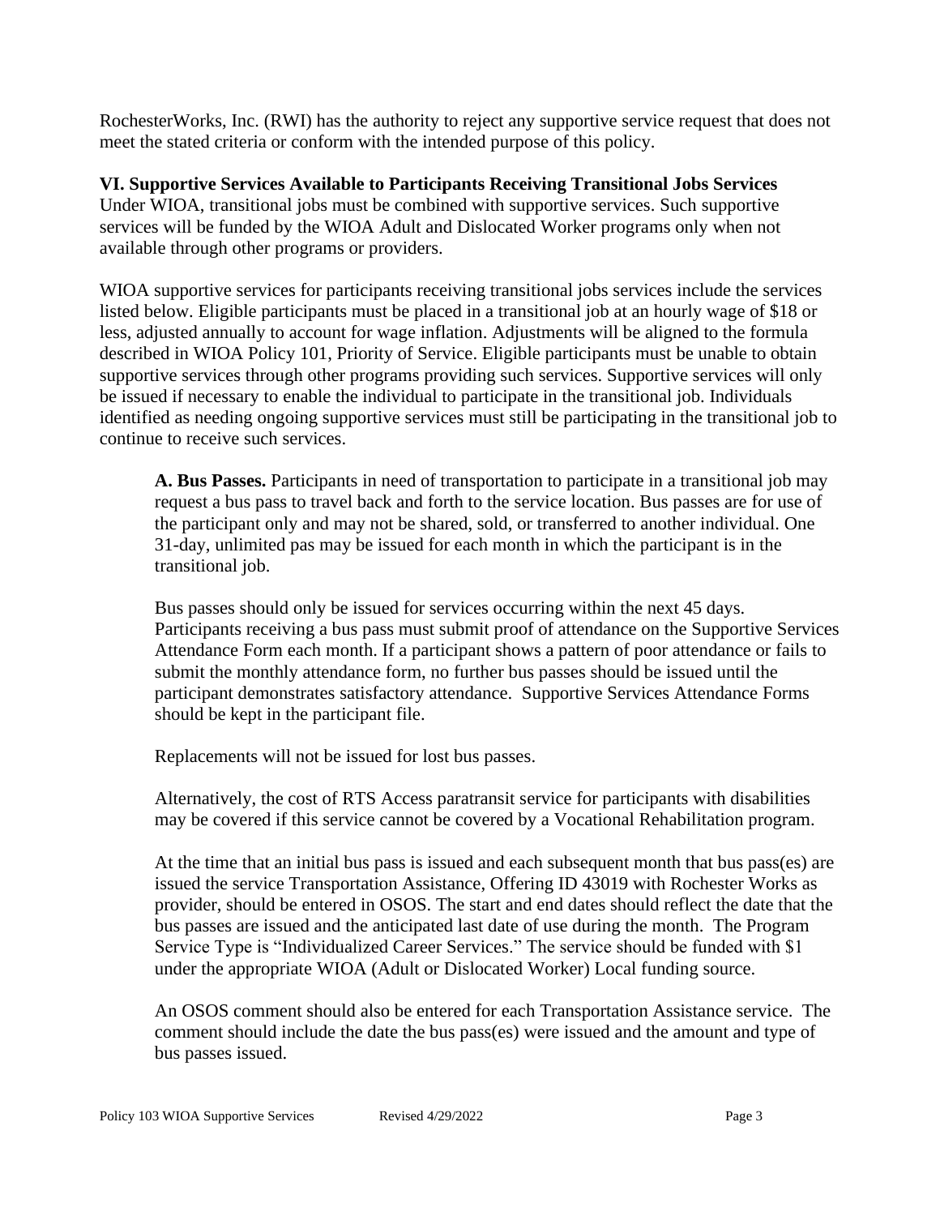RochesterWorks, Inc. (RWI) has the authority to reject any supportive service request that does not meet the stated criteria or conform with the intended purpose of this policy.

## VI. Supportive Services Available to Participants Receiving Transitional Jobs Services

Under WIOA, transitional jobs must be combined with supportive services. Such supportive services will be funded by the WIOA Adult and Dislocated Worker programs only when not available through other programs or providers.

WIOA supportive services for participants receiving transitional jobs services include the services listed below. Eligible participants must be placed in a transitional job at an hourly wage of $18 or less, adjusted annually to account for wage inflation. Adjustments will be aligned to the formula described in WIOA Policy 101, Priority of Service. Eligible participants must be unable to obtain supportive services through other programs providing such services. Supportive services will only be issued if necessary to enable the individual to participate in the transitional job. Individuals identified as needing ongoing supportive services must still be participating in the transitional job to continue to receive such services.

**A. Bus Passes.** Participants in need of transportation to participate in a transitional job may request a bus pass to travel back and forth to the service location. Bus passes are for use of the participant only and may not be shared, sold, or transferred to another individual. One 31-day, unlimited pas may be issued for each month in which the participant is in the transitional job.

Bus passes should only be issued for services occurring within the next 45 days. Participants receiving a bus pass must submit proof of attendance on the Supportive Services Attendance Form each month. If a participant shows a pattern of poor attendance or fails to submit the monthly attendance form, no further bus passes should be issued until the participant demonstrates satisfactory attendance. Supportive Services Attendance Forms should be kept in the participant file.

Replacements will not be issued for lost bus passes.

Alternatively, the cost of RTS Access paratransit service for participants with disabilities may be covered if this service cannot be covered by a Vocational Rehabilitation program.

At the time that an initial bus pass is issued and each subsequent month that bus pass(es) are issued the service Transportation Assistance, Offering ID 43019 with Rochester Works as provider, should be entered in OSOS. The start and end dates should reflect the date that the bus passes are issued and the anticipated last date of use during the month. The Program Service Type is "Individualized Career Services." The service should be funded with $1 under the appropriate WIOA (Adult or Dislocated Worker) Local funding source.

An OSOS comment should also be entered for each Transportation Assistance service. The comment should include the date the bus pass(es) were issued and the amount and type of bus passes issued.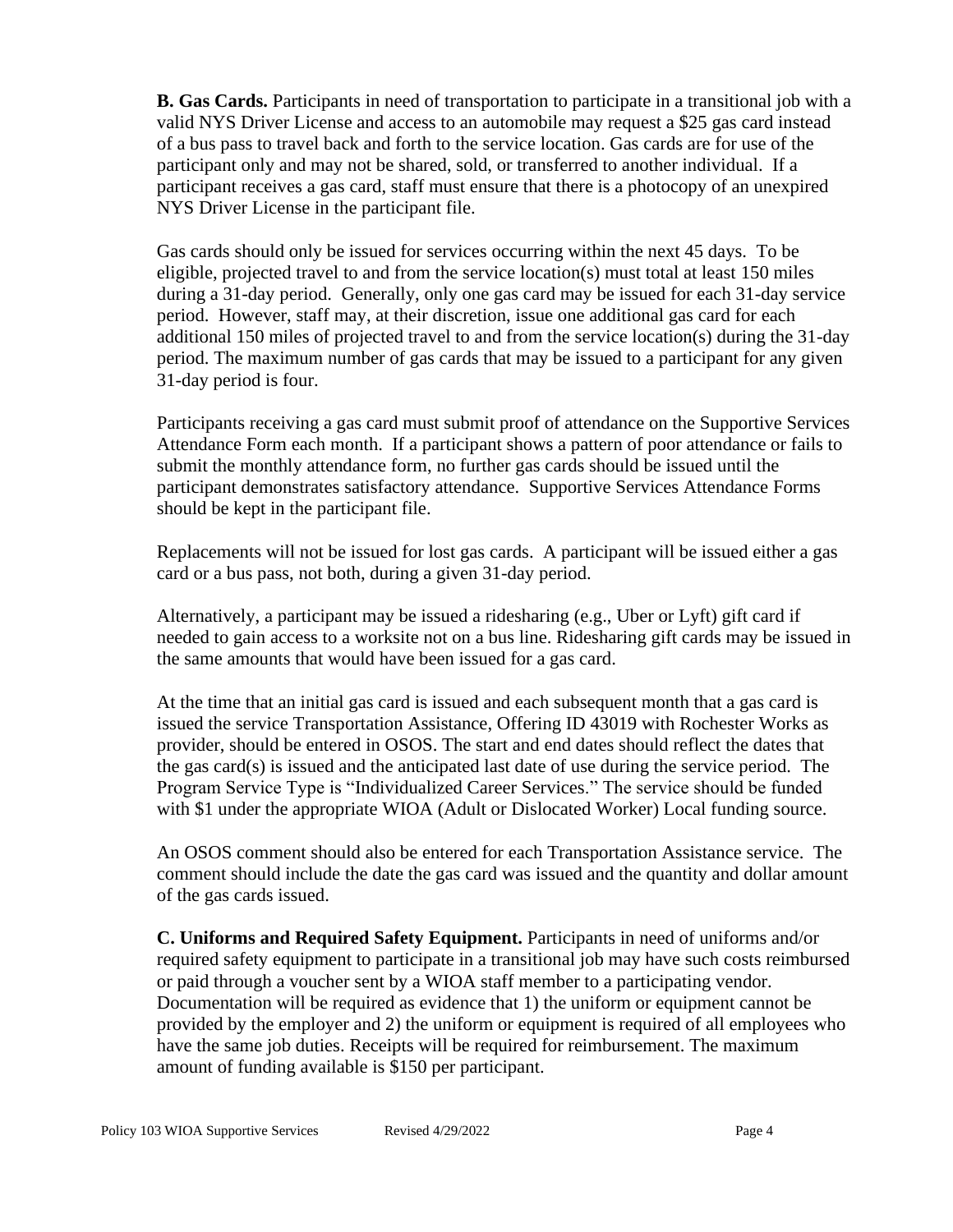**B. Gas Cards.** Participants in need of transportation to participate in a transitional job with a valid NYS Driver License and access to an automobile may request a $25 gas card instead of a bus pass to travel back and forth to the service location. Gas cards are for use of the participant only and may not be shared, sold, or transferred to another individual. If a participant receives a gas card, staff must ensure that there is a photocopy of an unexpired NYS Driver License in the participant file.

Gas cards should only be issued for services occurring within the next 45 days. To be eligible, projected travel to and from the service location(s) must total at least 150 miles during a 31-day period. Generally, only one gas card may be issued for each 31-day service period. However, staff may, at their discretion, issue one additional gas card for each additional 150 miles of projected travel to and from the service location(s) during the 31-day period. The maximum number of gas cards that may be issued to a participant for any given 31-day period is four.

Participants receiving a gas card must submit proof of attendance on the Supportive Services Attendance Form each month. If a participant shows a pattern of poor attendance or fails to submit the monthly attendance form, no further gas cards should be issued until the participant demonstrates satisfactory attendance. Supportive Services Attendance Forms should be kept in the participant file.

Replacements will not be issued for lost gas cards. A participant will be issued either a gas card or a bus pass, not both, during a given 31-day period.

Alternatively, a participant may be issued a ridesharing (e.g., Uber or Lyft) gift card if needed to gain access to a worksite not on a bus line. Ridesharing gift cards may be issued in the same amounts that would have been issued for a gas card.

At the time that an initial gas card is issued and each subsequent month that a gas card is issued the service Transportation Assistance, Offering ID 43019 with Rochester Works as provider, should be entered in OSOS. The start and end dates should reflect the dates that the gas card(s) is issued and the anticipated last date of use during the service period. The Program Service Type is "Individualized Career Services." The service should be funded with $1 under the appropriate WIOA (Adult or Dislocated Worker) Local funding source.

An OSOS comment should also be entered for each Transportation Assistance service. The comment should include the date the gas card was issued and the quantity and dollar amount of the gas cards issued.

**C. Uniforms and Required Safety Equipment.** Participants in need of uniforms and/or required safety equipment to participate in a transitional job may have such costs reimbursed or paid through a voucher sent by a WIOA staff member to a participating vendor. Documentation will be required as evidence that 1) the uniform or equipment cannot be provided by the employer and 2) the uniform or equipment is required of all employees who have the same job duties. Receipts will be required for reimbursement. The maximum amount of funding available is $150 per participant.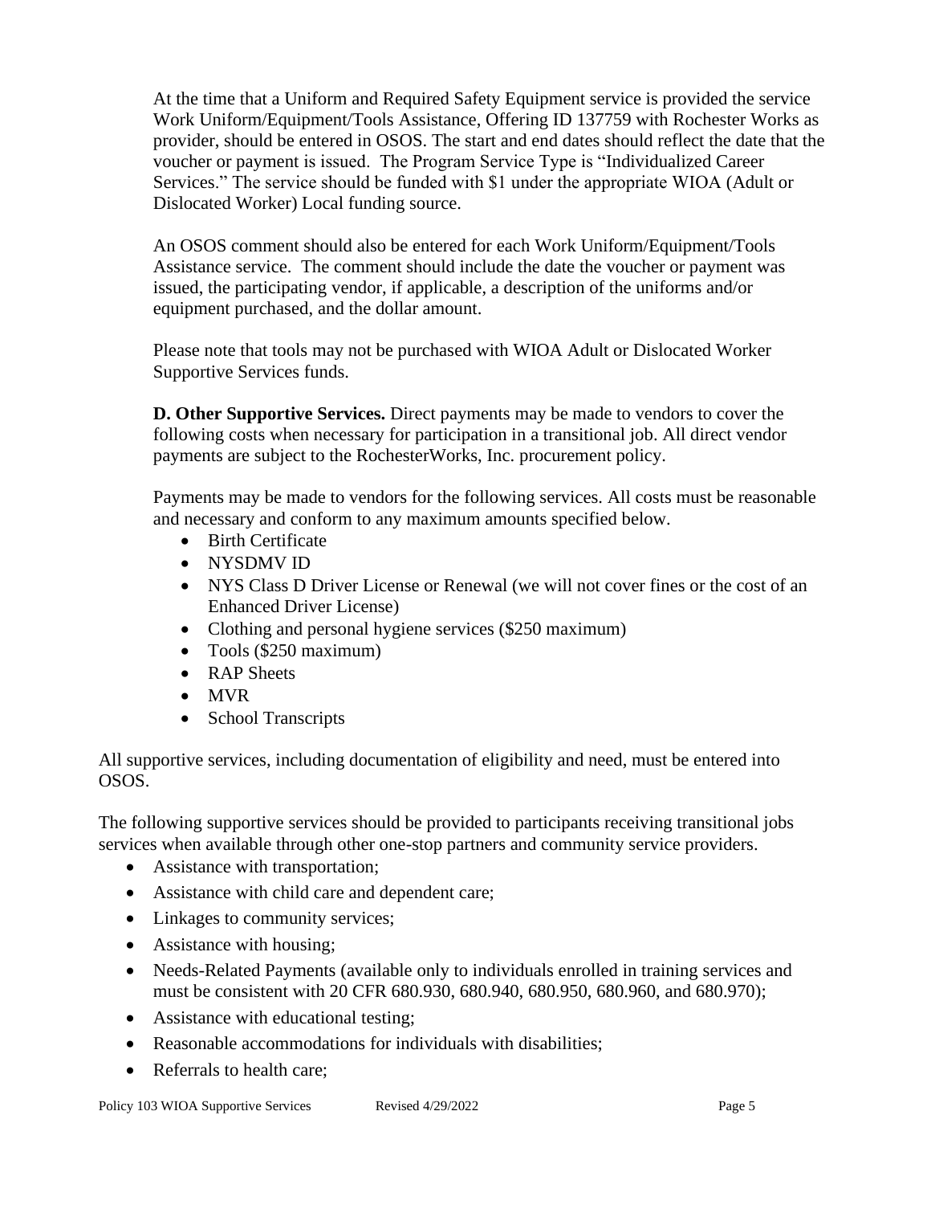At the time that a Uniform and Required Safety Equipment service is provided the service Work Uniform/Equipment/Tools Assistance, Offering ID 137759 with Rochester Works as provider, should be entered in OSOS. The start and end dates should reflect the date that the voucher or payment is issued. The Program Service Type is "Individualized Career Services." The service should be funded with $1 under the appropriate WIOA (Adult or Dislocated Worker) Local funding source.

An OSOS comment should also be entered for each Work Uniform/Equipment/Tools Assistance service. The comment should include the date the voucher or payment was issued, the participating vendor, if applicable, a description of the uniforms and/or equipment purchased, and the dollar amount.

Please note that tools may not be purchased with WIOA Adult or Dislocated Worker Supportive Services funds.

**D. Other Supportive Services.** Direct payments may be made to vendors to cover the following costs when necessary for participation in a transitional job. All direct vendor payments are subject to the RochesterWorks, Inc. procurement policy.

Payments may be made to vendors for the following services. All costs must be reasonable and necessary and conform to any maximum amounts specified below.

- Birth Certificate
- NYSDMV ID
- NYS Class D Driver License or Renewal (we will not cover fines or the cost of an Enhanced Driver License)
- Clothing and personal hygiene services ($250 maximum)
- Tools ($250 maximum)
- RAP Sheets
- MVR
- School Transcripts

All supportive services, including documentation of eligibility and need, must be entered into OSOS.

The following supportive services should be provided to participants receiving transitional jobs services when available through other one-stop partners and community service providers.

- Assistance with transportation;
- Assistance with child care and dependent care;
- Linkages to community services;
- Assistance with housing;
- Needs-Related Payments (available only to individuals enrolled in training services and must be consistent with 20 CFR 680.930, 680.940, 680.950, 680.960, and 680.970);
- Assistance with educational testing;
- Reasonable accommodations for individuals with disabilities;
- Referrals to health care;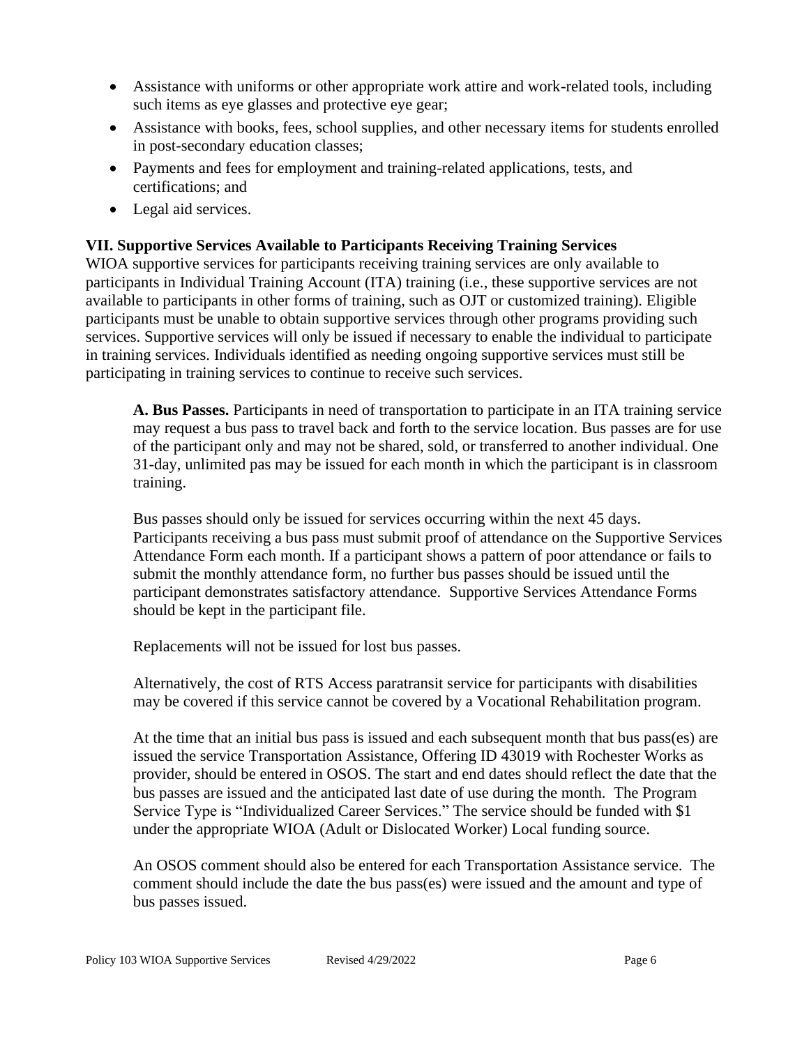- Assistance with uniforms or other appropriate work attire and work-related tools, including such items as eye glasses and protective eye gear;
- Assistance with books, fees, school supplies, and other necessary items for students enrolled in post-secondary education classes;
- Payments and fees for employment and training-related applications, tests, and certifications; and
- Legal aid services.

## VII. Supportive Services Available to Participants Receiving Training Services

WIOA supportive services for participants receiving training services are only available to participants in Individual Training Account (ITA) training (i.e., these supportive services are not available to participants in other forms of training, such as OJT or customized training). Eligible participants must be unable to obtain supportive services through other programs providing such services. Supportive services will only be issued if necessary to enable the individual to participate in training services. Individuals identified as needing ongoing supportive services must still be participating in training services to continue to receive such services.

**A. Bus Passes.** Participants in need of transportation to participate in an ITA training service may request a bus pass to travel back and forth to the service location. Bus passes are for use of the participant only and may not be shared, sold, or transferred to another individual. One 31-day, unlimited pas may be issued for each month in which the participant is in classroom training.

Bus passes should only be issued for services occurring within the next 45 days. Participants receiving a bus pass must submit proof of attendance on the Supportive Services Attendance Form each month. If a participant shows a pattern of poor attendance or fails to submit the monthly attendance form, no further bus passes should be issued until the participant demonstrates satisfactory attendance. Supportive Services Attendance Forms should be kept in the participant file.

Replacements will not be issued for lost bus passes.

Alternatively, the cost of RTS Access paratransit service for participants with disabilities may be covered if this service cannot be covered by a Vocational Rehabilitation program.

At the time that an initial bus pass is issued and each subsequent month that bus pass(es) are issued the service Transportation Assistance, Offering ID 43019 with Rochester Works as provider, should be entered in OSOS. The start and end dates should reflect the date that the bus passes are issued and the anticipated last date of use during the month. The Program Service Type is "Individualized Career Services." The service should be funded with $1 under the appropriate WIOA (Adult or Dislocated Worker) Local funding source.

An OSOS comment should also be entered for each Transportation Assistance service. The comment should include the date the bus pass(es) were issued and the amount and type of bus passes issued.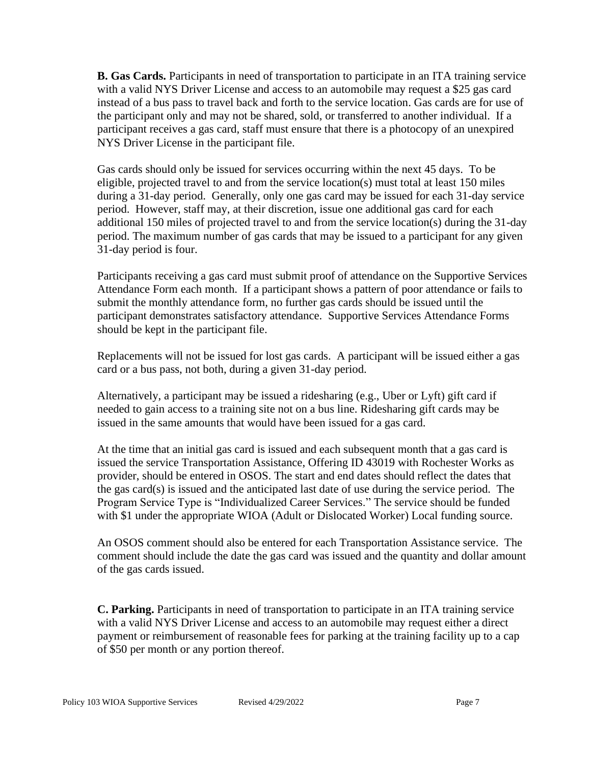**B. Gas Cards.** Participants in need of transportation to participate in an ITA training service with a valid NYS Driver License and access to an automobile may request a $25 gas card instead of a bus pass to travel back and forth to the service location. Gas cards are for use of the participant only and may not be shared, sold, or transferred to another individual. If a participant receives a gas card, staff must ensure that there is a photocopy of an unexpired NYS Driver License in the participant file.

Gas cards should only be issued for services occurring within the next 45 days. To be eligible, projected travel to and from the service location(s) must total at least 150 miles during a 31-day period. Generally, only one gas card may be issued for each 31-day service period. However, staff may, at their discretion, issue one additional gas card for each additional 150 miles of projected travel to and from the service location(s) during the 31-day period. The maximum number of gas cards that may be issued to a participant for any given 31-day period is four.

Participants receiving a gas card must submit proof of attendance on the Supportive Services Attendance Form each month. If a participant shows a pattern of poor attendance or fails to submit the monthly attendance form, no further gas cards should be issued until the participant demonstrates satisfactory attendance. Supportive Services Attendance Forms should be kept in the participant file.

Replacements will not be issued for lost gas cards. A participant will be issued either a gas card or a bus pass, not both, during a given 31-day period.

Alternatively, a participant may be issued a ridesharing (e.g., Uber or Lyft) gift card if needed to gain access to a training site not on a bus line. Ridesharing gift cards may be issued in the same amounts that would have been issued for a gas card.

At the time that an initial gas card is issued and each subsequent month that a gas card is issued the service Transportation Assistance, Offering ID 43019 with Rochester Works as provider, should be entered in OSOS. The start and end dates should reflect the dates that the gas card(s) is issued and the anticipated last date of use during the service period. The Program Service Type is "Individualized Career Services." The service should be funded with $1 under the appropriate WIOA (Adult or Dislocated Worker) Local funding source.

An OSOS comment should also be entered for each Transportation Assistance service. The comment should include the date the gas card was issued and the quantity and dollar amount of the gas cards issued.

**C. Parking.** Participants in need of transportation to participate in an ITA training service with a valid NYS Driver License and access to an automobile may request either a direct payment or reimbursement of reasonable fees for parking at the training facility up to a cap of $50 per month or any portion thereof.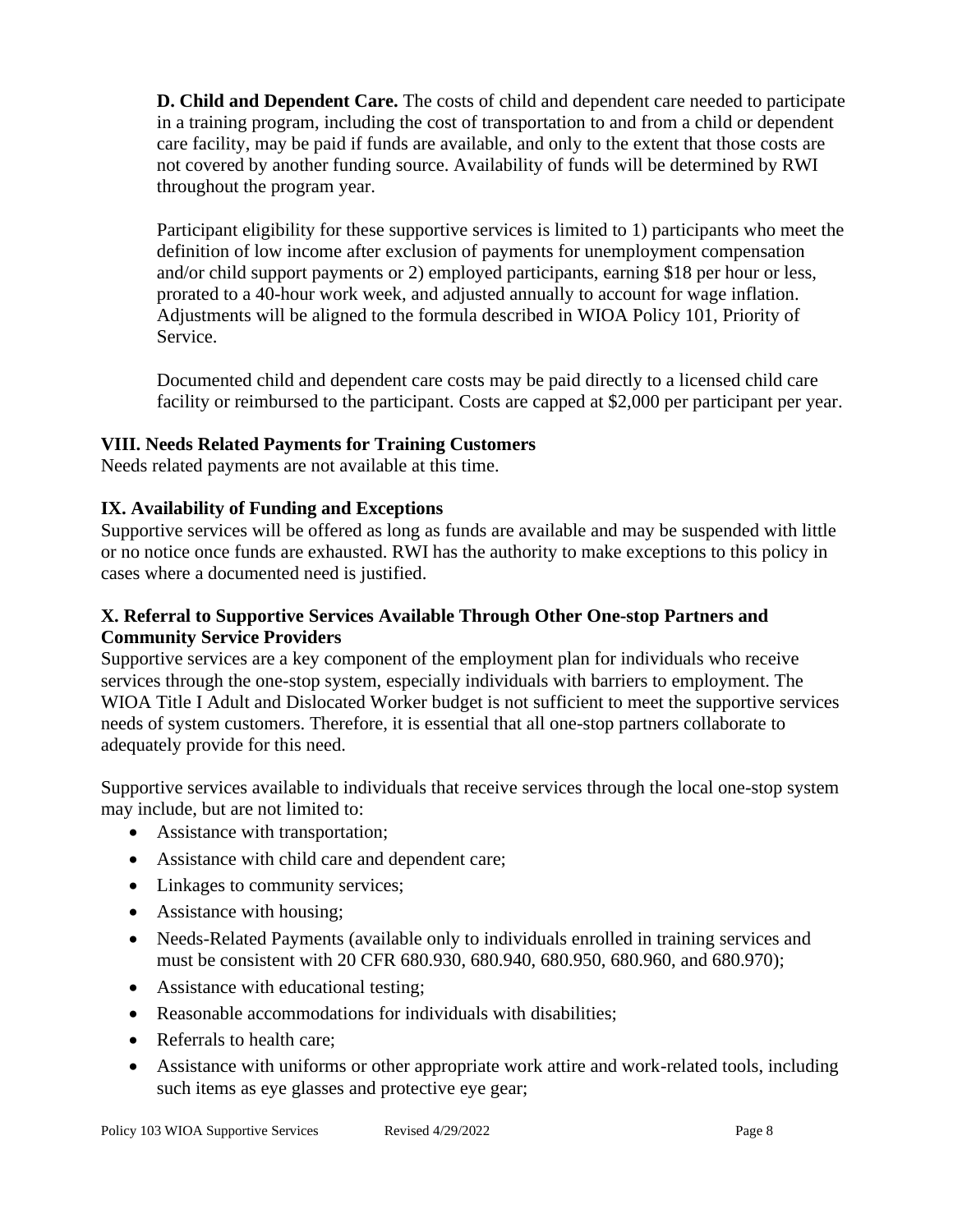**D. Child and Dependent Care.** The costs of child and dependent care needed to participate in a training program, including the cost of transportation to and from a child or dependent care facility, may be paid if funds are available, and only to the extent that those costs are not covered by another funding source. Availability of funds will be determined by RWI throughout the program year.

Participant eligibility for these supportive services is limited to 1) participants who meet the definition of low income after exclusion of payments for unemployment compensation and/or child support payments or 2) employed participants, earning $18 per hour or less, prorated to a 40-hour work week, and adjusted annually to account for wage inflation. Adjustments will be aligned to the formula described in WIOA Policy 101, Priority of Service.

Documented child and dependent care costs may be paid directly to a licensed child care facility or reimbursed to the participant. Costs are capped at $2,000 per participant per year.

### VIII. Needs Related Payments for Training Customers

Needs related payments are not available at this time.

### IX. Availability of Funding and Exceptions

Supportive services will be offered as long as funds are available and may be suspended with little or no notice once funds are exhausted. RWI has the authority to make exceptions to this policy in cases where a documented need is justified.

### X. Referral to Supportive Services Available Through Other One-stop Partners and Community Service Providers

Supportive services are a key component of the employment plan for individuals who receive services through the one-stop system, especially individuals with barriers to employment. The WIOA Title I Adult and Dislocated Worker budget is not sufficient to meet the supportive services needs of system customers. Therefore, it is essential that all one-stop partners collaborate to adequately provide for this need.

Supportive services available to individuals that receive services through the local one-stop system may include, but are not limited to:

- Assistance with transportation;
- Assistance with child care and dependent care;
- Linkages to community services;
- Assistance with housing;
- Needs-Related Payments (available only to individuals enrolled in training services and must be consistent with 20 CFR 680.930, 680.940, 680.950, 680.960, and 680.970);
- Assistance with educational testing;
- Reasonable accommodations for individuals with disabilities;
- Referrals to health care;
- Assistance with uniforms or other appropriate work attire and work-related tools, including such items as eye glasses and protective eye gear;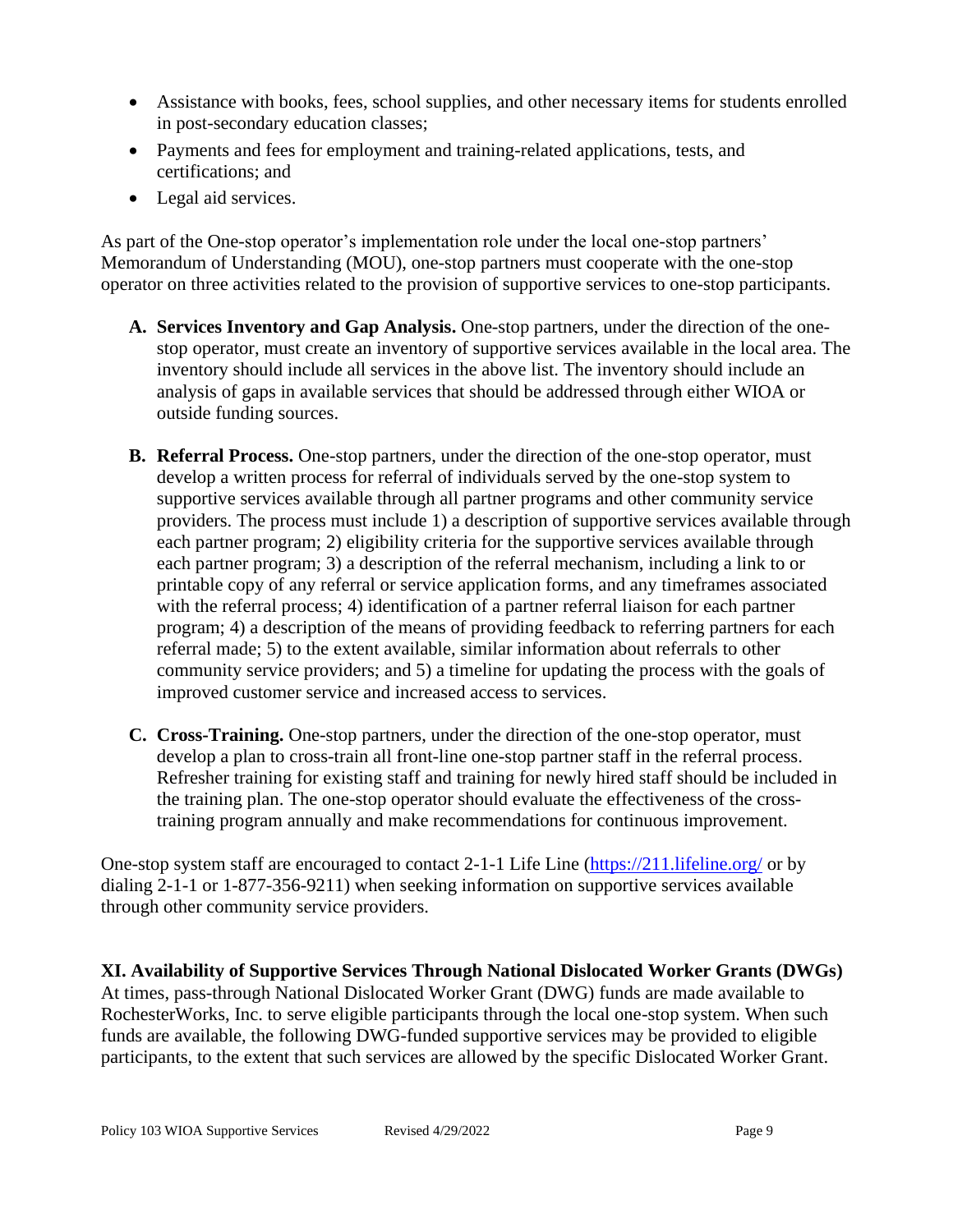- Assistance with books, fees, school supplies, and other necessary items for students enrolled in post-secondary education classes;
- Payments and fees for employment and training-related applications, tests, and certifications; and
- Legal aid services.

As part of the One-stop operator's implementation role under the local one-stop partners' Memorandum of Understanding (MOU), one-stop partners must cooperate with the one-stop operator on three activities related to the provision of supportive services to one-stop participants.

A. **Services Inventory and Gap Analysis.** One-stop partners, under the direction of the one-stop operator, must create an inventory of supportive services available in the local area. The inventory should include all services in the above list. The inventory should include an analysis of gaps in available services that should be addressed through either WIOA or outside funding sources.

B. **Referral Process.** One-stop partners, under the direction of the one-stop operator, must develop a written process for referral of individuals served by the one-stop system to supportive services available through all partner programs and other community service providers. The process must include 1) a description of supportive services available through each partner program; 2) eligibility criteria for the supportive services available through each partner program; 3) a description of the referral mechanism, including a link to or printable copy of any referral or service application forms, and any timeframes associated with the referral process; 4) identification of a partner referral liaison for each partner program; 4) a description of the means of providing feedback to referring partners for each referral made; 5) to the extent available, similar information about referrals to other community service providers; and 5) a timeline for updating the process with the goals of improved customer service and increased access to services.

C. **Cross-Training.** One-stop partners, under the direction of the one-stop operator, must develop a plan to cross-train all front-line one-stop partner staff in the referral process. Refresher training for existing staff and training for newly hired staff should be included in the training plan. The one-stop operator should evaluate the effectiveness of the cross-training program annually and make recommendations for continuous improvement.

One-stop system staff are encouraged to contact 2-1-1 Life Line (https://211.lifeline.org/ or by dialing 2-1-1 or 1-877-356-9211) when seeking information on supportive services available through other community service providers.

## XI. Availability of Supportive Services Through National Dislocated Worker Grants (DWGs)

At times, pass-through National Dislocated Worker Grant (DWG) funds are made available to RochesterWorks, Inc. to serve eligible participants through the local one-stop system. When such funds are available, the following DWG-funded supportive services may be provided to eligible participants, to the extent that such services are allowed by the specific Dislocated Worker Grant.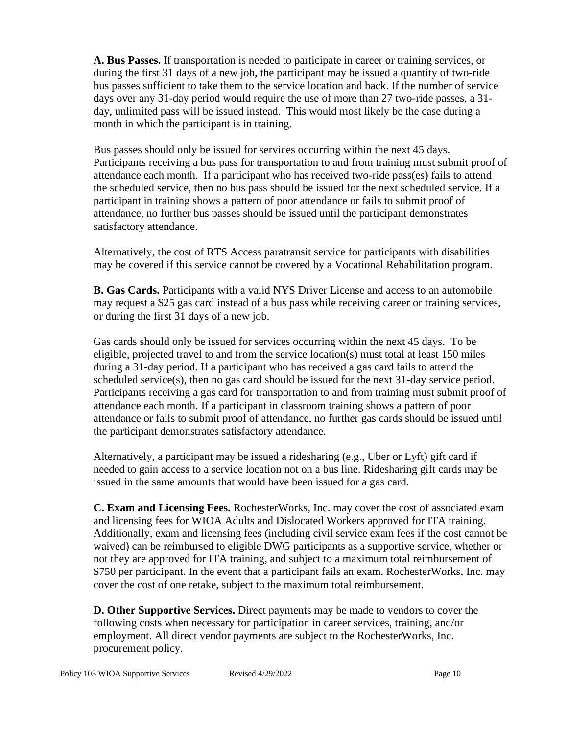**A. Bus Passes.** If transportation is needed to participate in career or training services, or during the first 31 days of a new job, the participant may be issued a quantity of two-ride bus passes sufficient to take them to the service location and back. If the number of service days over any 31-day period would require the use of more than 27 two-ride passes, a 31-day, unlimited pass will be issued instead. This would most likely be the case during a month in which the participant is in training.

Bus passes should only be issued for services occurring within the next 45 days. Participants receiving a bus pass for transportation to and from training must submit proof of attendance each month. If a participant who has received two-ride pass(es) fails to attend the scheduled service, then no bus pass should be issued for the next scheduled service. If a participant in training shows a pattern of poor attendance or fails to submit proof of attendance, no further bus passes should be issued until the participant demonstrates satisfactory attendance.

Alternatively, the cost of RTS Access paratransit service for participants with disabilities may be covered if this service cannot be covered by a Vocational Rehabilitation program.

**B. Gas Cards.** Participants with a valid NYS Driver License and access to an automobile may request a $25 gas card instead of a bus pass while receiving career or training services, or during the first 31 days of a new job.

Gas cards should only be issued for services occurring within the next 45 days. To be eligible, projected travel to and from the service location(s) must total at least 150 miles during a 31-day period. If a participant who has received a gas card fails to attend the scheduled service(s), then no gas card should be issued for the next 31-day service period. Participants receiving a gas card for transportation to and from training must submit proof of attendance each month. If a participant in classroom training shows a pattern of poor attendance or fails to submit proof of attendance, no further gas cards should be issued until the participant demonstrates satisfactory attendance.

Alternatively, a participant may be issued a ridesharing (e.g., Uber or Lyft) gift card if needed to gain access to a service location not on a bus line. Ridesharing gift cards may be issued in the same amounts that would have been issued for a gas card.

**C. Exam and Licensing Fees.** RochesterWorks, Inc. may cover the cost of associated exam and licensing fees for WIOA Adults and Dislocated Workers approved for ITA training. Additionally, exam and licensing fees (including civil service exam fees if the cost cannot be waived) can be reimbursed to eligible DWG participants as a supportive service, whether or not they are approved for ITA training, and subject to a maximum total reimbursement of $750 per participant. In the event that a participant fails an exam, RochesterWorks, Inc. may cover the cost of one retake, subject to the maximum total reimbursement.

**D. Other Supportive Services.** Direct payments may be made to vendors to cover the following costs when necessary for participation in career services, training, and/or employment. All direct vendor payments are subject to the RochesterWorks, Inc. procurement policy.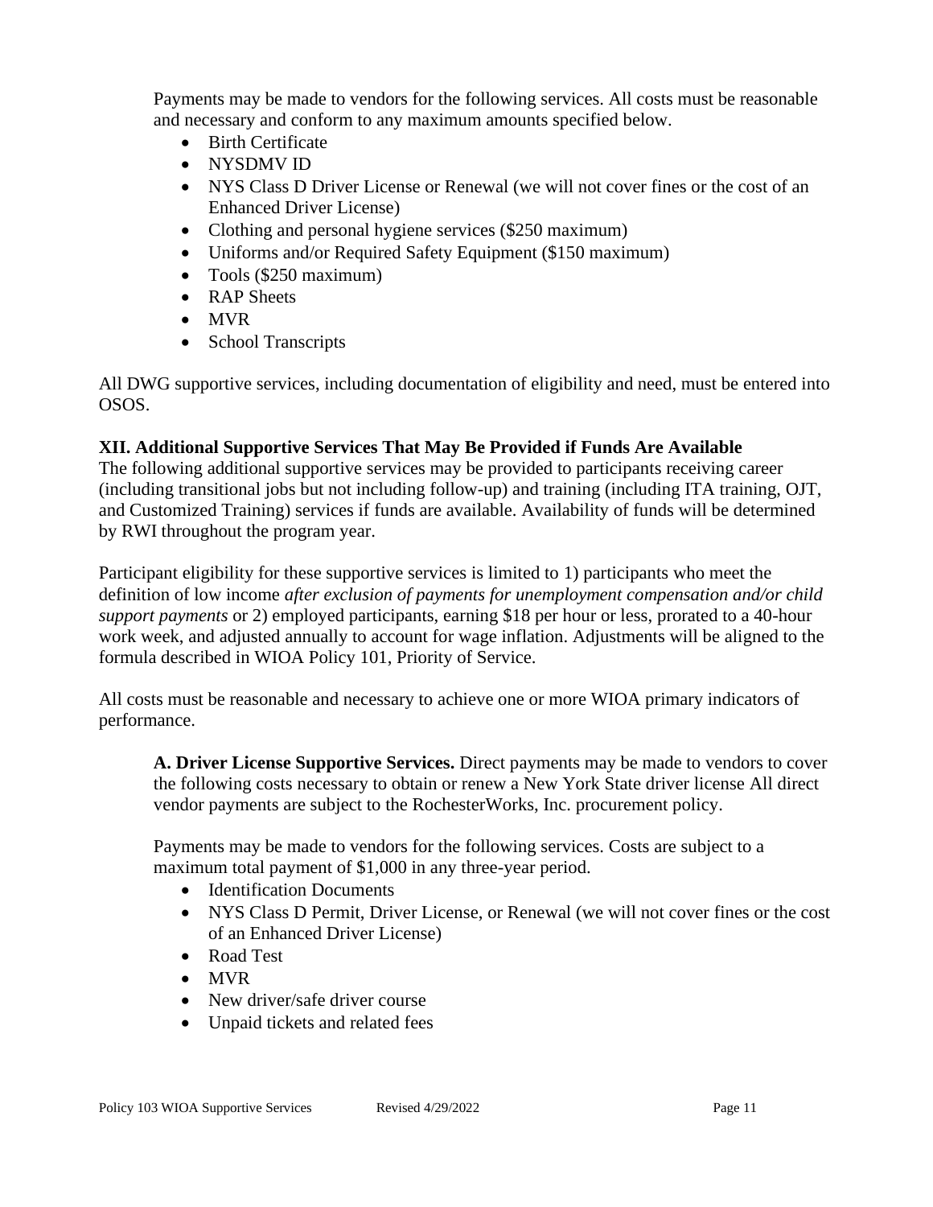Payments may be made to vendors for the following services. All costs must be reasonable and necessary and conform to any maximum amounts specified below.

- Birth Certificate
- NYSDMV ID
- NYS Class D Driver License or Renewal (we will not cover fines or the cost of an Enhanced Driver License)
- Clothing and personal hygiene services ($250 maximum)
- Uniforms and/or Required Safety Equipment ($150 maximum)
- Tools ($250 maximum)
- RAP Sheets
- MVR
- School Transcripts

All DWG supportive services, including documentation of eligibility and need, must be entered into OSOS.

## XII. Additional Supportive Services That May Be Provided if Funds Are Available

The following additional supportive services may be provided to participants receiving career (including transitional jobs but not including follow-up) and training (including ITA training, OJT, and Customized Training) services if funds are available. Availability of funds will be determined by RWI throughout the program year.

Participant eligibility for these supportive services is limited to 1) participants who meet the definition of low income *after exclusion of payments for unemployment compensation and/or child support payments* or 2) employed participants, earning $18 per hour or less, prorated to a 40-hour work week, and adjusted annually to account for wage inflation. Adjustments will be aligned to the formula described in WIOA Policy 101, Priority of Service.

All costs must be reasonable and necessary to achieve one or more WIOA primary indicators of performance.

**A. Driver License Supportive Services.** Direct payments may be made to vendors to cover the following costs necessary to obtain or renew a New York State driver license All direct vendor payments are subject to the RochesterWorks, Inc. procurement policy.

Payments may be made to vendors for the following services. Costs are subject to a maximum total payment of $1,000 in any three-year period.

- Identification Documents
- NYS Class D Permit, Driver License, or Renewal (we will not cover fines or the cost of an Enhanced Driver License)
- Road Test
- MVR
- New driver/safe driver course
- Unpaid tickets and related fees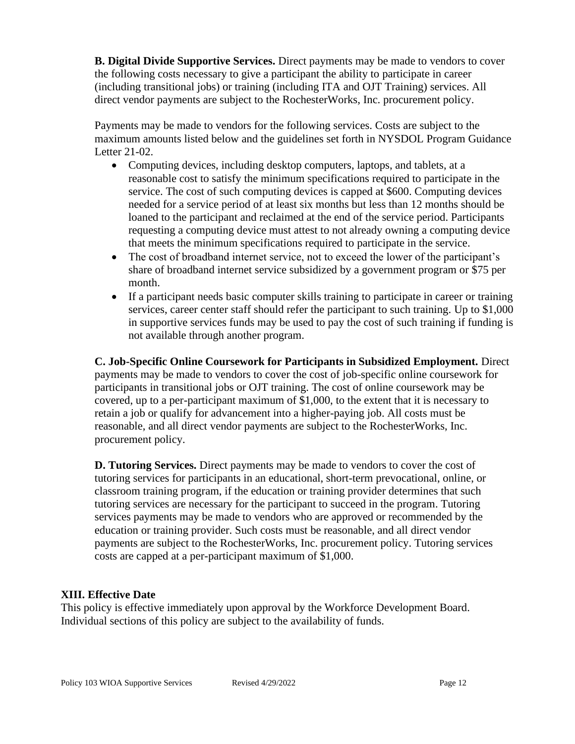**B. Digital Divide Supportive Services.** Direct payments may be made to vendors to cover the following costs necessary to give a participant the ability to participate in career (including transitional jobs) or training (including ITA and OJT Training) services. All direct vendor payments are subject to the RochesterWorks, Inc. procurement policy.

Payments may be made to vendors for the following services. Costs are subject to the maximum amounts listed below and the guidelines set forth in NYSDOL Program Guidance Letter 21-02.

- Computing devices, including desktop computers, laptops, and tablets, at a reasonable cost to satisfy the minimum specifications required to participate in the service. The cost of such computing devices is capped at $600. Computing devices needed for a service period of at least six months but less than 12 months should be loaned to the participant and reclaimed at the end of the service period. Participants requesting a computing device must attest to not already owning a computing device that meets the minimum specifications required to participate in the service.
- The cost of broadband internet service, not to exceed the lower of the participant's share of broadband internet service subsidized by a government program or $75 per month.
- If a participant needs basic computer skills training to participate in career or training services, career center staff should refer the participant to such training. Up to $1,000 in supportive services funds may be used to pay the cost of such training if funding is not available through another program.

**C. Job-Specific Online Coursework for Participants in Subsidized Employment.** Direct payments may be made to vendors to cover the cost of job-specific online coursework for participants in transitional jobs or OJT training. The cost of online coursework may be covered, up to a per-participant maximum of $1,000, to the extent that it is necessary to retain a job or qualify for advancement into a higher-paying job. All costs must be reasonable, and all direct vendor payments are subject to the RochesterWorks, Inc. procurement policy.

**D. Tutoring Services.** Direct payments may be made to vendors to cover the cost of tutoring services for participants in an educational, short-term prevocational, online, or classroom training program, if the education or training provider determines that such tutoring services are necessary for the participant to succeed in the program. Tutoring services payments may be made to vendors who are approved or recommended by the education or training provider. Such costs must be reasonable, and all direct vendor payments are subject to the RochesterWorks, Inc. procurement policy. Tutoring services costs are capped at a per-participant maximum of $1,000.

## XIII. Effective Date

This policy is effective immediately upon approval by the Workforce Development Board. Individual sections of this policy are subject to the availability of funds.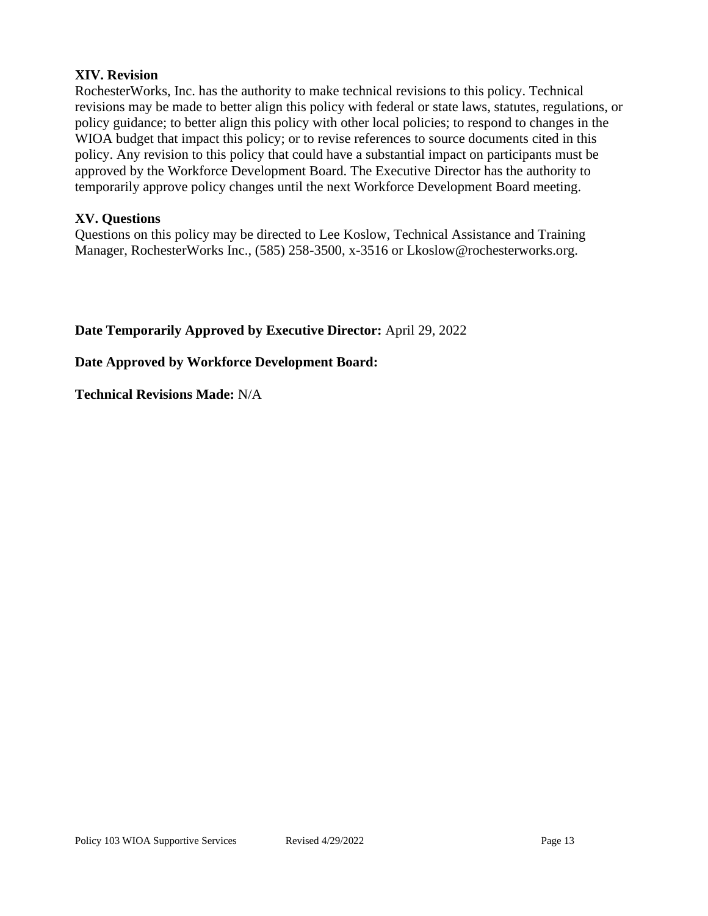## XIV. Revision

RochesterWorks, Inc. has the authority to make technical revisions to this policy. Technical revisions may be made to better align this policy with federal or state laws, statutes, regulations, or policy guidance; to better align this policy with other local policies; to respond to changes in the WIOA budget that impact this policy; or to revise references to source documents cited in this policy. Any revision to this policy that could have a substantial impact on participants must be approved by the Workforce Development Board. The Executive Director has the authority to temporarily approve policy changes until the next Workforce Development Board meeting.

## XV. Questions

Questions on this policy may be directed to Lee Koslow, Technical Assistance and Training Manager, RochesterWorks Inc., (585) 258-3500, x-3516 or Lkoslow@rochesterworks.org.

**Date Temporarily Approved by Executive Director:** April 29, 2022

**Date Approved by Workforce Development Board:**

**Technical Revisions Made:** N/A